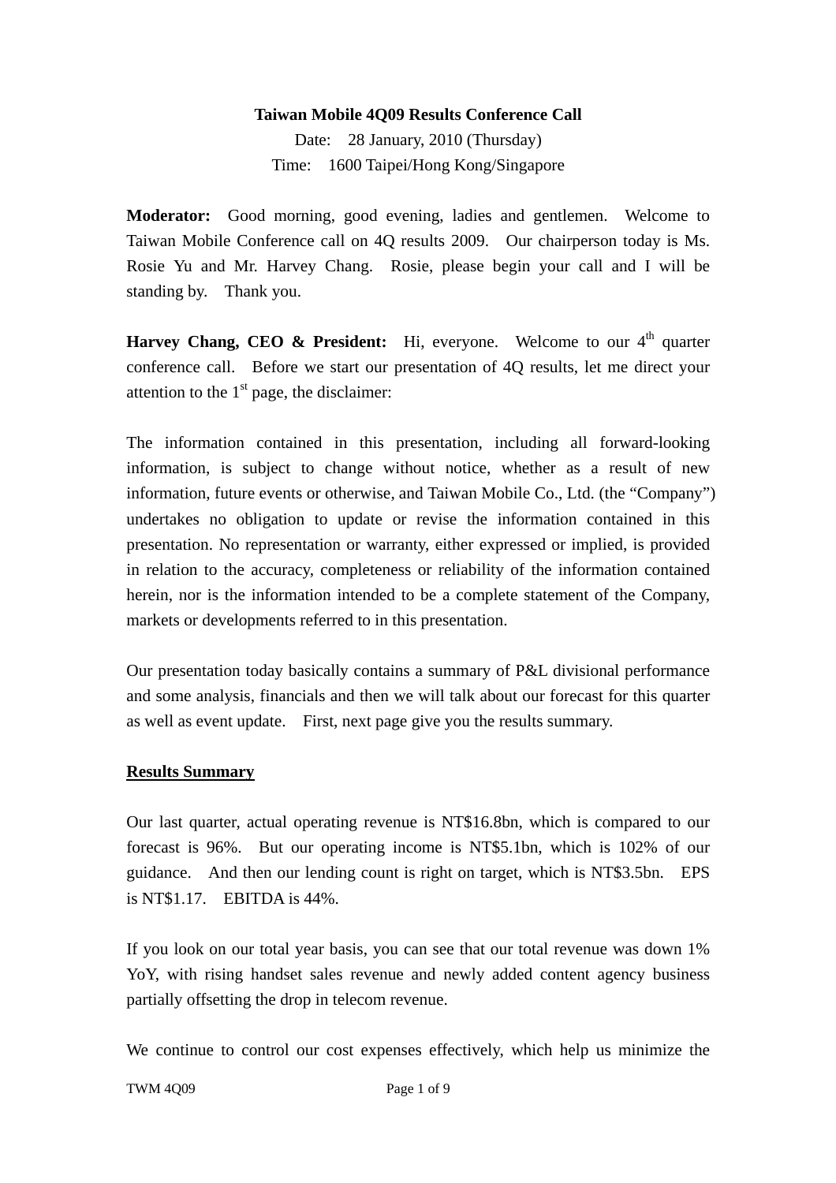**Taiwan Mobile 4Q09 Results Conference Call**

Date: 28 January, 2010 (Thursday)

Time: 1600 Taipei/Hong Kong/Singapore

**Moderator:** Good morning, good evening, ladies and gentlemen. Welcome to Taiwan Mobile Conference call on 4Q results 2009. Our chairperson today is Ms. Rosie Yu and Mr. Harvey Chang. Rosie, please begin your call and I will be standing by. Thank you.

**Harvey Chang, CEO & President:** Hi, everyone. Welcome to our 4th quarter conference call. Before we start our presentation of 4Q results, let me direct your attention to the 1st page, the disclaimer:

The information contained in this presentation, including all forward-looking information, is subject to change without notice, whether as a result of new information, future events or otherwise, and Taiwan Mobile Co., Ltd. (the "Company") undertakes no obligation to update or revise the information contained in this presentation. No representation or warranty, either expressed or implied, is provided in relation to the accuracy, completeness or reliability of the information contained herein, nor is the information intended to be a complete statement of the Company, markets or developments referred to in this presentation.

Our presentation today basically contains a summary of P&L divisional performance and some analysis, financials and then we will talk about our forecast for this quarter as well as event update. First, next page give you the results summary.

**Results Summary**

Our last quarter, actual operating revenue is NT$16.8bn, which is compared to our forecast is 96%. But our operating income is NT$5.1bn, which is 102% of our guidance. And then our lending count is right on target, which is NT$3.5bn. EPS is NT$1.17. EBITDA is 44%.

If you look on our total year basis, you can see that our total revenue was down 1% YoY, with rising handset sales revenue and newly added content agency business partially offsetting the drop in telecom revenue.

We continue to control our cost expenses effectively, which help us minimize the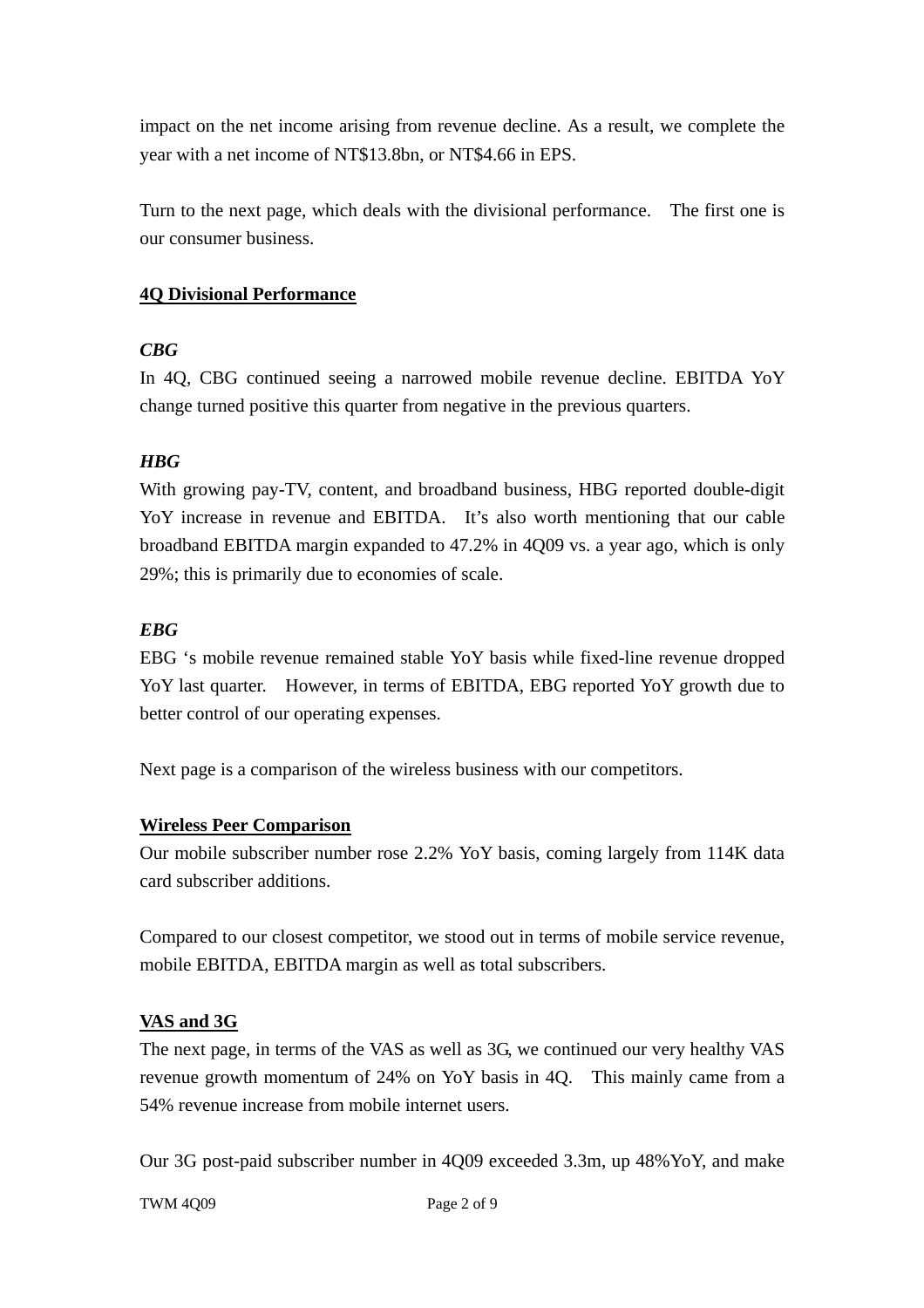impact on the net income arising from revenue decline. As a result, we complete the year with a net income of NT$13.8bn, or NT$4.66 in EPS.

Turn to the next page, which deals with the divisional performance. The first one is our consumer business.

## 4Q Divisional Performance

### *CBG*

In 4Q, CBG continued seeing a narrowed mobile revenue decline. EBITDA YoY change turned positive this quarter from negative in the previous quarters.

### *HBG*

With growing pay-TV, content, and broadband business, HBG reported double-digit YoY increase in revenue and EBITDA. It's also worth mentioning that our cable broadband EBITDA margin expanded to 47.2% in 4Q09 vs. a year ago, which is only 29%; this is primarily due to economies of scale.

### *EBG*

EBG 's mobile revenue remained stable YoY basis while fixed-line revenue dropped YoY last quarter. However, in terms of EBITDA, EBG reported YoY growth due to better control of our operating expenses.

Next page is a comparison of the wireless business with our competitors.

## Wireless Peer Comparison

Our mobile subscriber number rose 2.2% YoY basis, coming largely from 114K data card subscriber additions.

Compared to our closest competitor, we stood out in terms of mobile service revenue, mobile EBITDA, EBITDA margin as well as total subscribers.

## VAS and 3G

The next page, in terms of the VAS as well as 3G, we continued our very healthy VAS revenue growth momentum of 24% on YoY basis in 4Q. This mainly came from a 54% revenue increase from mobile internet users.

Our 3G post-paid subscriber number in 4Q09 exceeded 3.3m, up 48%YoY, and make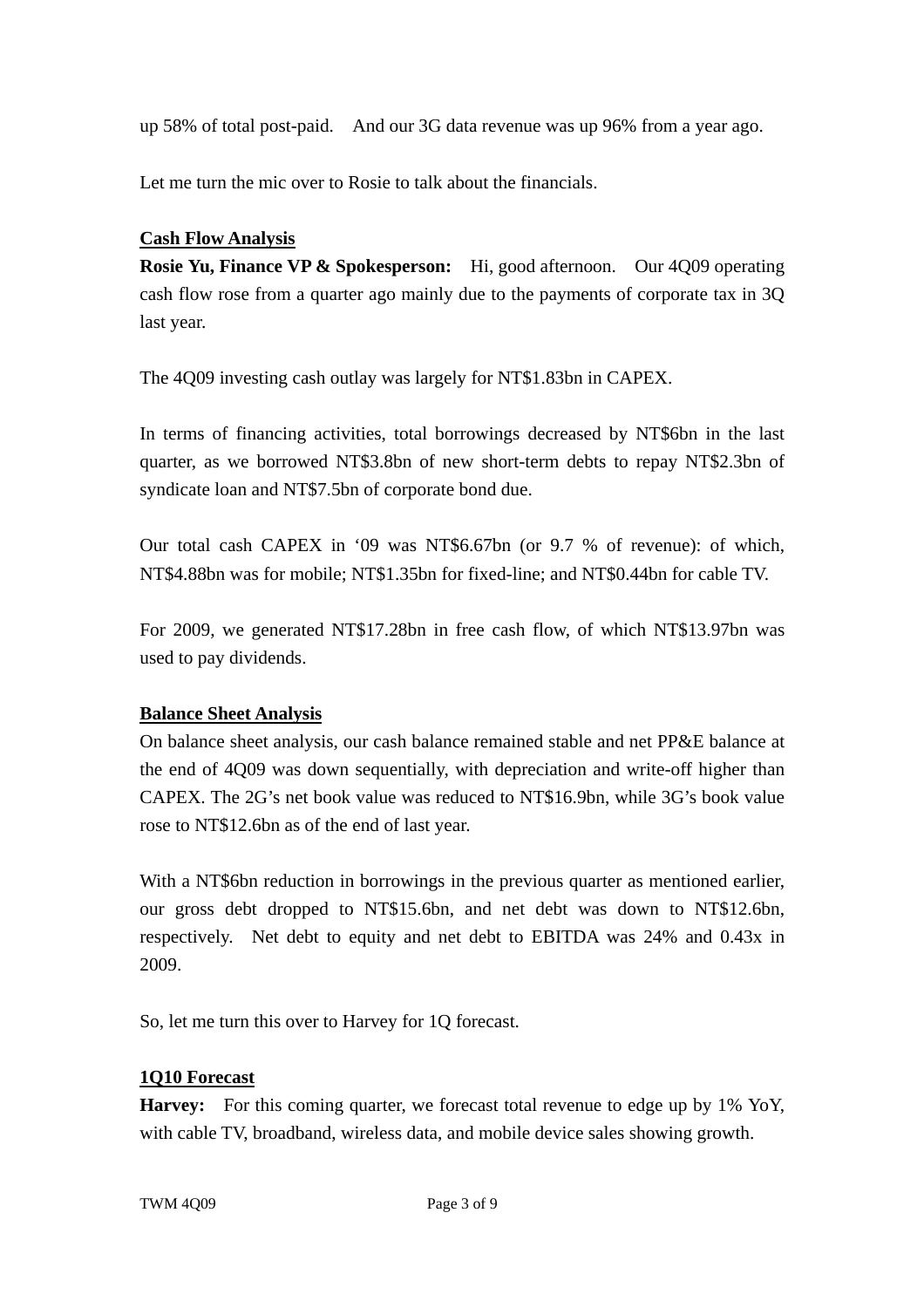up 58% of total post-paid. And our 3G data revenue was up 96% from a year ago.

Let me turn the mic over to Rosie to talk about the financials.

## Cash Flow Analysis

**Rosie Yu, Finance VP & Spokesperson:** Hi, good afternoon. Our 4Q09 operating cash flow rose from a quarter ago mainly due to the payments of corporate tax in 3Q last year.

The 4Q09 investing cash outlay was largely for NT$1.83bn in CAPEX.

In terms of financing activities, total borrowings decreased by NT$6bn in the last quarter, as we borrowed NT$3.8bn of new short-term debts to repay NT$2.3bn of syndicate loan and NT$7.5bn of corporate bond due.

Our total cash CAPEX in '09 was NT$6.67bn (or 9.7 % of revenue): of which, NT$4.88bn was for mobile; NT$1.35bn for fixed-line; and NT$0.44bn for cable TV.

For 2009, we generated NT$17.28bn in free cash flow, of which NT$13.97bn was used to pay dividends.

## Balance Sheet Analysis

On balance sheet analysis, our cash balance remained stable and net PP&E balance at the end of 4Q09 was down sequentially, with depreciation and write-off higher than CAPEX. The 2G's net book value was reduced to NT$16.9bn, while 3G's book value rose to NT$12.6bn as of the end of last year.

With a NT$6bn reduction in borrowings in the previous quarter as mentioned earlier, our gross debt dropped to NT$15.6bn, and net debt was down to NT$12.6bn, respectively. Net debt to equity and net debt to EBITDA was 24% and 0.43x in 2009.

So, let me turn this over to Harvey for 1Q forecast.

## 1Q10 Forecast

**Harvey:** For this coming quarter, we forecast total revenue to edge up by 1% YoY, with cable TV, broadband, wireless data, and mobile device sales showing growth.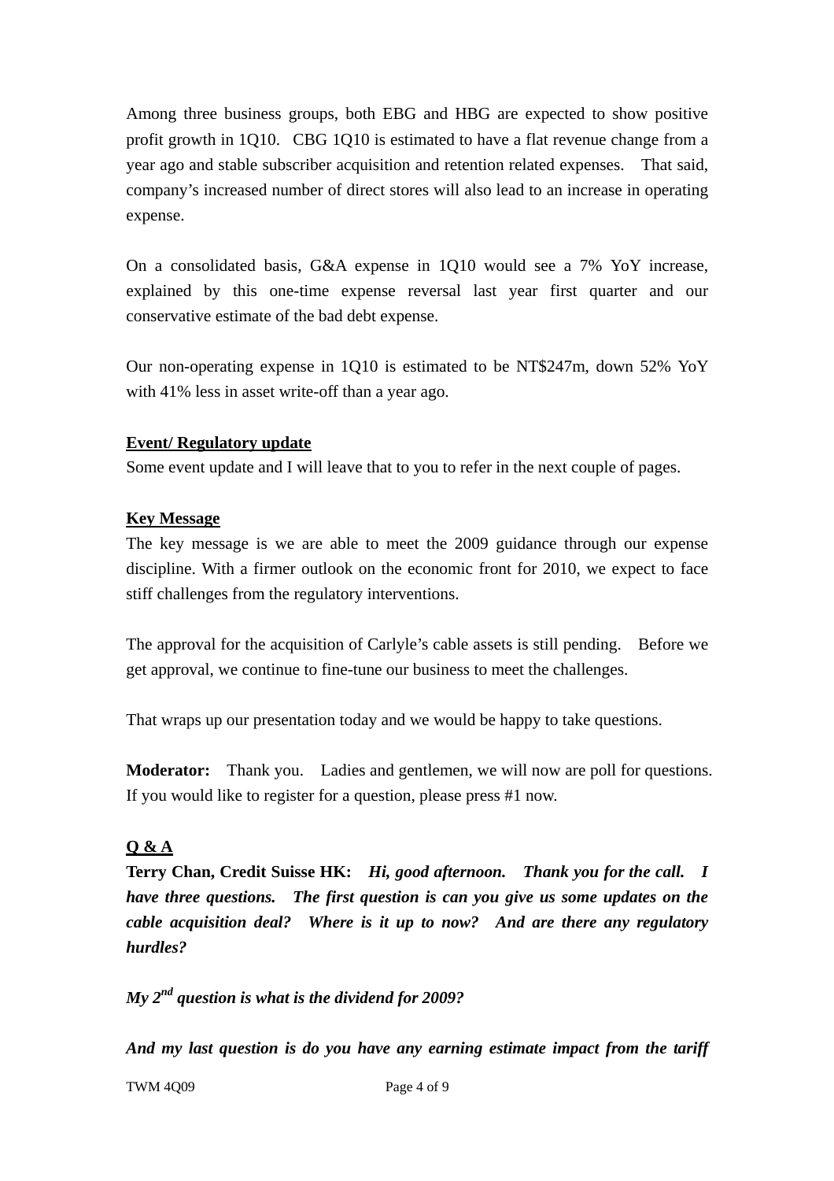Among three business groups, both EBG and HBG are expected to show positive profit growth in 1Q10. CBG 1Q10 is estimated to have a flat revenue change from a year ago and stable subscriber acquisition and retention related expenses. That said, company's increased number of direct stores will also lead to an increase in operating expense.

On a consolidated basis, G&A expense in 1Q10 would see a 7% YoY increase, explained by this one-time expense reversal last year first quarter and our conservative estimate of the bad debt expense.

Our non-operating expense in 1Q10 is estimated to be NT$247m, down 52% YoY with 41% less in asset write-off than a year ago.

**<u>Event/ Regulatory update</u>**

Some event update and I will leave that to you to refer in the next couple of pages.

**<u>Key Message</u>**

The key message is we are able to meet the 2009 guidance through our expense discipline. With a firmer outlook on the economic front for 2010, we expect to face stiff challenges from the regulatory interventions.

The approval for the acquisition of Carlyle's cable assets is still pending. Before we get approval, we continue to fine-tune our business to meet the challenges.

That wraps up our presentation today and we would be happy to take questions.

**Moderator:** Thank you. Ladies and gentlemen, we will now are poll for questions. If you would like to register for a question, please press #1 now.

**<u>Q & A</u>**

**Terry Chan, Credit Suisse HK:** ***Hi, good afternoon. Thank you for the call. I have three questions. The first question is can you give us some updates on the cable acquisition deal? Where is it up to now? And are there any regulatory hurdles?***

***My 2nd question is what is the dividend for 2009?***

***And my last question is do you have any earning estimate impact from the tariff***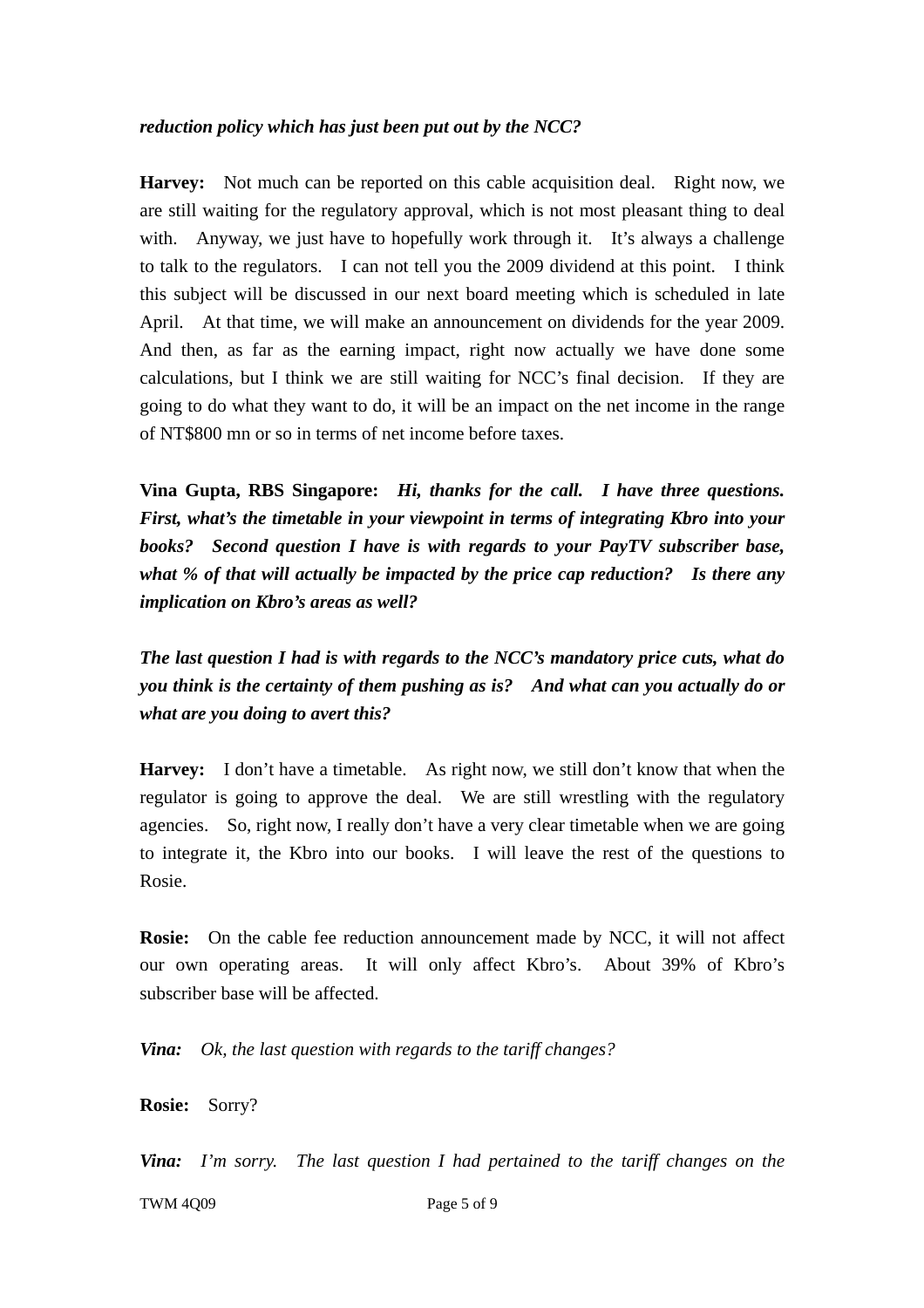*reduction policy which has just been put out by the NCC?*

**Harvey:** Not much can be reported on this cable acquisition deal. Right now, we are still waiting for the regulatory approval, which is not most pleasant thing to deal with. Anyway, we just have to hopefully work through it. It's always a challenge to talk to the regulators. I can not tell you the 2009 dividend at this point. I think this subject will be discussed in our next board meeting which is scheduled in late April. At that time, we will make an announcement on dividends for the year 2009. And then, as far as the earning impact, right now actually we have done some calculations, but I think we are still waiting for NCC's final decision. If they are going to do what they want to do, it will be an impact on the net income in the range of NT$800 mn or so in terms of net income before taxes.

**Vina Gupta, RBS Singapore:** ***Hi, thanks for the call. I have three questions. First, what's the timetable in your viewpoint in terms of integrating Kbro into your books? Second question I have is with regards to your PayTV subscriber base, what % of that will actually be impacted by the price cap reduction? Is there any implication on Kbro's areas as well?***

***The last question I had is with regards to the NCC's mandatory price cuts, what do you think is the certainty of them pushing as is? And what can you actually do or what are you doing to avert this?***

**Harvey:** I don't have a timetable. As right now, we still don't know that when the regulator is going to approve the deal. We are still wrestling with the regulatory agencies. So, right now, I really don't have a very clear timetable when we are going to integrate it, the Kbro into our books. I will leave the rest of the questions to Rosie.

**Rosie:** On the cable fee reduction announcement made by NCC, it will not affect our own operating areas. It will only affect Kbro's. About 39% of Kbro's subscriber base will be affected.

***Vina:*** *Ok, the last question with regards to the tariff changes?*

**Rosie:** Sorry?

***Vina:*** *I'm sorry. The last question I had pertained to the tariff changes on the*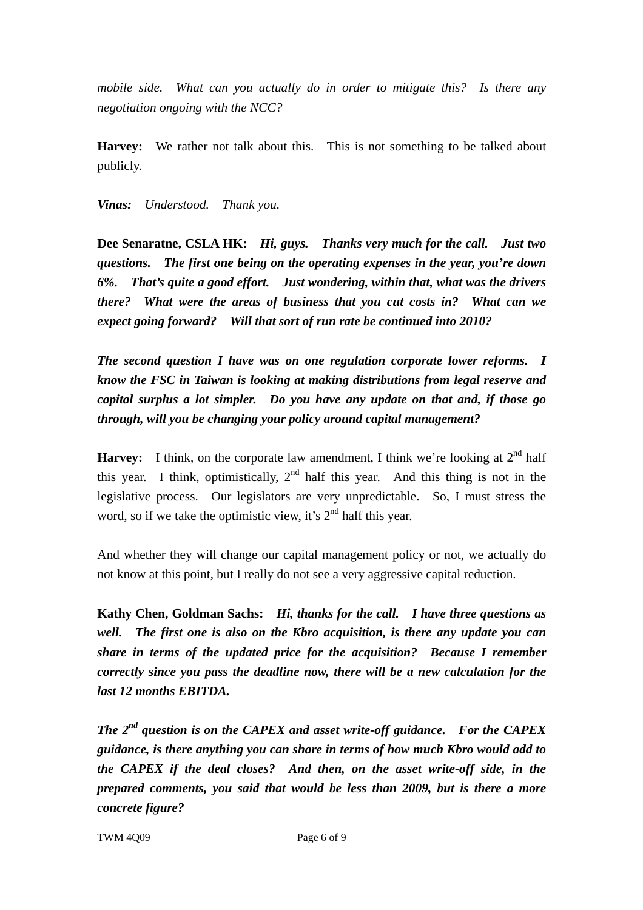*mobile side. What can you actually do in order to mitigate this? Is there any negotiation ongoing with the NCC?*

**Harvey:** We rather not talk about this. This is not something to be talked about publicly.

***Vinas:*** *Understood. Thank you.*

**Dee Senaratne, CSLA HK:** ***Hi, guys. Thanks very much for the call. Just two questions. The first one being on the operating expenses in the year, you're down 6%. That's quite a good effort. Just wondering, within that, what was the drivers there? What were the areas of business that you cut costs in? What can we expect going forward? Will that sort of run rate be continued into 2010?***

***The second question I have was on one regulation corporate lower reforms. I know the FSC in Taiwan is looking at making distributions from legal reserve and capital surplus a lot simpler. Do you have any update on that and, if those go through, will you be changing your policy around capital management?***

**Harvey:** I think, on the corporate law amendment, I think we're looking at 2nd half this year. I think, optimistically, 2nd half this year. And this thing is not in the legislative process. Our legislators are very unpredictable. So, I must stress the word, so if we take the optimistic view, it's 2nd half this year.

And whether they will change our capital management policy or not, we actually do not know at this point, but I really do not see a very aggressive capital reduction.

**Kathy Chen, Goldman Sachs:** ***Hi, thanks for the call. I have three questions as well. The first one is also on the Kbro acquisition, is there any update you can share in terms of the updated price for the acquisition? Because I remember correctly since you pass the deadline now, there will be a new calculation for the last 12 months EBITDA.***

***The 2nd question is on the CAPEX and asset write-off guidance. For the CAPEX guidance, is there anything you can share in terms of how much Kbro would add to the CAPEX if the deal closes? And then, on the asset write-off side, in the prepared comments, you said that would be less than 2009, but is there a more concrete figure?***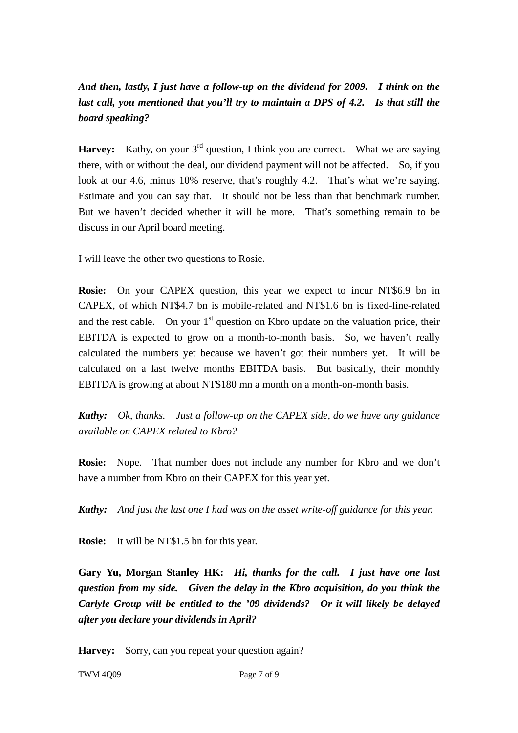***And then, lastly, I just have a follow-up on the dividend for 2009. I think on the last call, you mentioned that you'll try to maintain a DPS of 4.2. Is that still the board speaking?***

**Harvey:** Kathy, on your 3rd question, I think you are correct. What we are saying there, with or without the deal, our dividend payment will not be affected. So, if you look at our 4.6, minus 10% reserve, that's roughly 4.2. That's what we're saying. Estimate and you can say that. It should not be less than that benchmark number. But we haven't decided whether it will be more. That's something remain to be discuss in our April board meeting.

I will leave the other two questions to Rosie.

**Rosie:** On your CAPEX question, this year we expect to incur NT$6.9 bn in CAPEX, of which NT$4.7 bn is mobile-related and NT$1.6 bn is fixed-line-related and the rest cable. On your 1st question on Kbro update on the valuation price, their EBITDA is expected to grow on a month-to-month basis. So, we haven't really calculated the numbers yet because we haven't got their numbers yet. It will be calculated on a last twelve months EBITDA basis. But basically, their monthly EBITDA is growing at about NT$180 mn a month on a month-on-month basis.

***Kathy:*** *Ok, thanks. Just a follow-up on the CAPEX side, do we have any guidance available on CAPEX related to Kbro?*

**Rosie:** Nope. That number does not include any number for Kbro and we don't have a number from Kbro on their CAPEX for this year yet.

***Kathy:*** *And just the last one I had was on the asset write-off guidance for this year.*

**Rosie:** It will be NT$1.5 bn for this year.

**Gary Yu, Morgan Stanley HK:** ***Hi, thanks for the call. I just have one last question from my side. Given the delay in the Kbro acquisition, do you think the Carlyle Group will be entitled to the '09 dividends? Or it will likely be delayed after you declare your dividends in April?***

**Harvey:** Sorry, can you repeat your question again?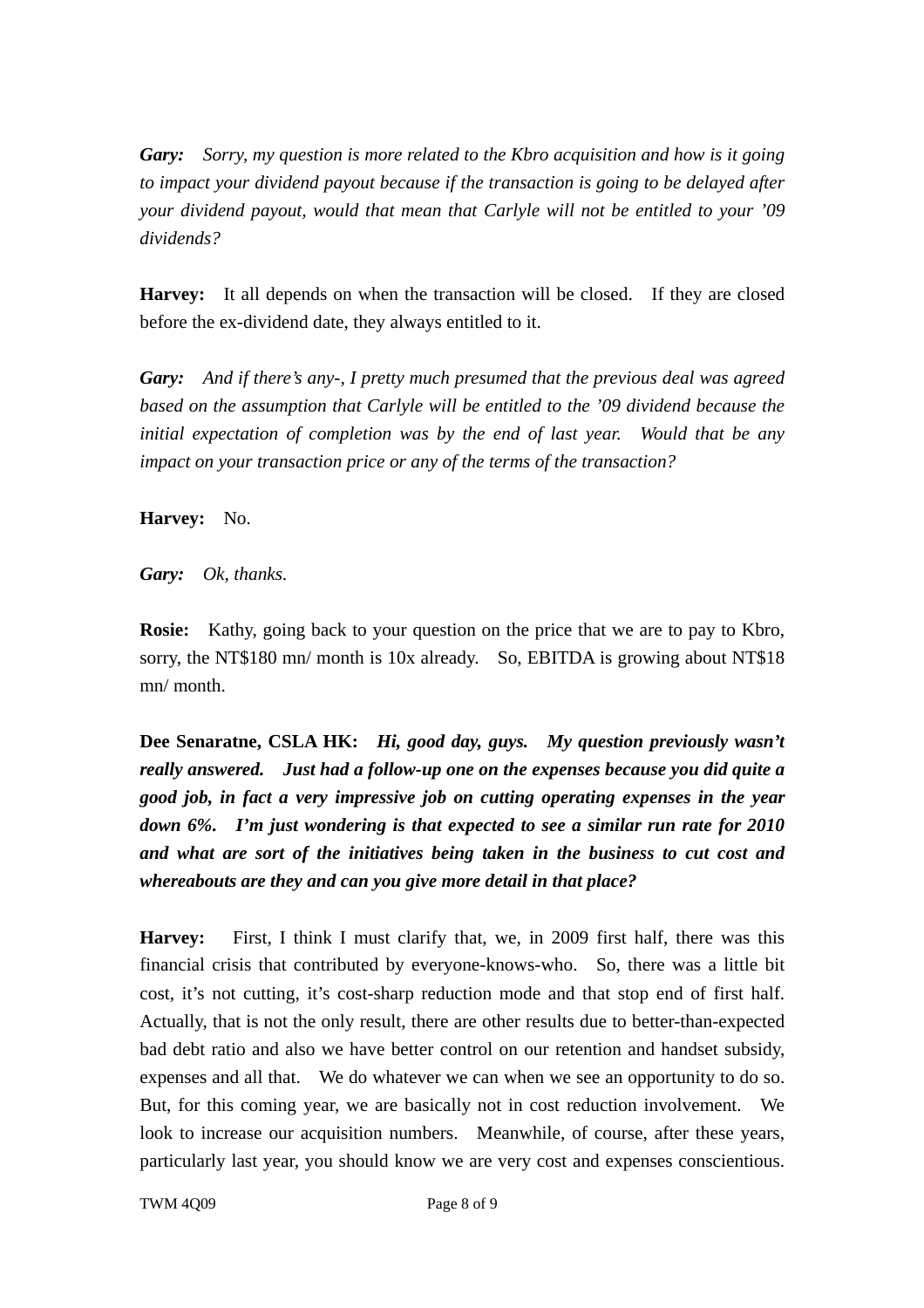**Gary:** *Sorry, my question is more related to the Kbro acquisition and how is it going to impact your dividend payout because if the transaction is going to be delayed after your dividend payout, would that mean that Carlyle will not be entitled to your '09 dividends?*

**Harvey:** It all depends on when the transaction will be closed. If they are closed before the ex-dividend date, they always entitled to it.

**Gary:** *And if there's any-, I pretty much presumed that the previous deal was agreed based on the assumption that Carlyle will be entitled to the '09 dividend because the initial expectation of completion was by the end of last year. Would that be any impact on your transaction price or any of the terms of the transaction?*

**Harvey:** No.

**Gary:** *Ok, thanks.*

**Rosie:** Kathy, going back to your question on the price that we are to pay to Kbro, sorry, the NT$180 mn/ month is 10x already. So, EBITDA is growing about NT$18 mn/ month.

**Dee Senaratne, CSLA HK:** ***Hi, good day, guys. My question previously wasn't really answered. Just had a follow-up one on the expenses because you did quite a good job, in fact a very impressive job on cutting operating expenses in the year down 6%. I'm just wondering is that expected to see a similar run rate for 2010 and what are sort of the initiatives being taken in the business to cut cost and whereabouts are they and can you give more detail in that place?***

**Harvey:** First, I think I must clarify that, we, in 2009 first half, there was this financial crisis that contributed by everyone-knows-who. So, there was a little bit cost, it's not cutting, it's cost-sharp reduction mode and that stop end of first half. Actually, that is not the only result, there are other results due to better-than-expected bad debt ratio and also we have better control on our retention and handset subsidy, expenses and all that. We do whatever we can when we see an opportunity to do so. But, for this coming year, we are basically not in cost reduction involvement. We look to increase our acquisition numbers. Meanwhile, of course, after these years, particularly last year, you should know we are very cost and expenses conscientious.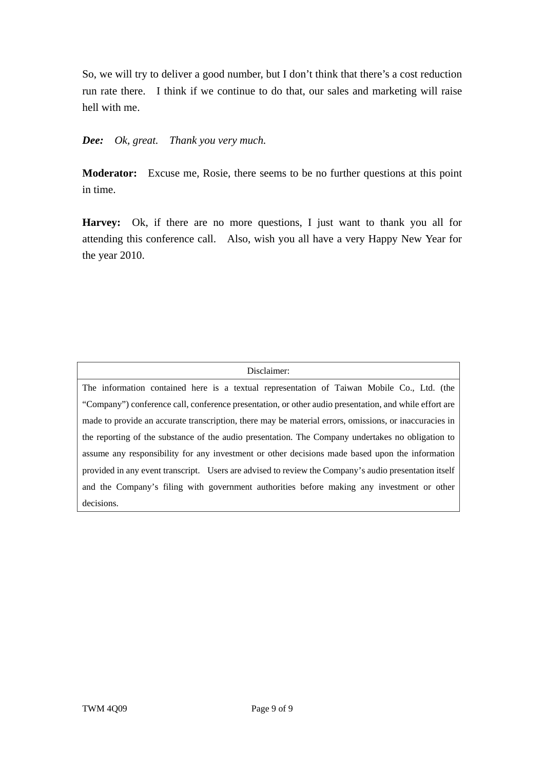So, we will try to deliver a good number, but I don't think that there's a cost reduction run rate there. I think if we continue to do that, our sales and marketing will raise hell with me.

***Dee:*** *Ok, great. Thank you very much.*

**Moderator:** Excuse me, Rosie, there seems to be no further questions at this point in time.

**Harvey:** Ok, if there are no more questions, I just want to thank you all for attending this conference call. Also, wish you all have a very Happy New Year for the year 2010.

| Disclaimer: |
| --- |
| The information contained here is a textual representation of Taiwan Mobile Co., Ltd. (the "Company") conference call, conference presentation, or other audio presentation, and while effort are made to provide an accurate transcription, there may be material errors, omissions, or inaccuracies in the reporting of the substance of the audio presentation. The Company undertakes no obligation to assume any responsibility for any investment or other decisions made based upon the information provided in any event transcript. Users are advised to review the Company's audio presentation itself and the Company's filing with government authorities before making any investment or other decisions. |